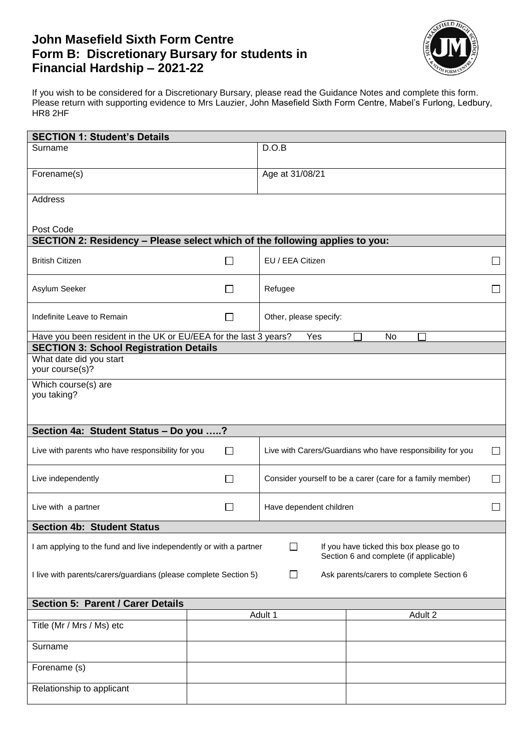# John Masefield Sixth Form Centre
# Form B: Discretionary Bursary for students in Financial Hardship – 2021-22

If you wish to be considered for a Discretionary Bursary, please read the Guidance Notes and complete this form. Please return with supporting evidence to Mrs Lauzier, John Masefield Sixth Form Centre, Mabel's Furlong, Ledbury, HR8 2HF

| **SECTION 1: Student's Details** | |
|---|---|
| Surname | D.O.B |
| Forename(s) | Age at 31/08/21 |
| Address<br><br>Post Code | |

| **SECTION 2: Residency – Please select which of the following applies to you:** | | | |
|---|---|---|---|
| British Citizen | ☐ | EU / EEA Citizen | ☐ |
| Asylum Seeker | ☐ | Refugee | ☐ |
| Indefinite Leave to Remain | ☐ | Other, please specify: | |
| Have you been resident in the UK or EU/EEA for the last 3 years? | | Yes ☐ | No ☐ |

| **SECTION 3: School Registration Details** | |
|---|---|
| What date did you start your course(s)? | |
| Which course(s) are you taking? | |

| **Section 4a: Student Status – Do you …..?** | | | |
|---|---|---|---|
| Live with parents who have responsibility for you | ☐ | Live with Carers/Guardians who have responsibility for you | ☐ |
| Live independently | ☐ | Consider yourself to be a carer (care for a family member) | ☐ |
| Live with a partner | ☐ | Have dependent children | ☐ |

| **Section 4b: Student Status** | | |
|---|---|---|
| I am applying to the fund and live independently or with a partner | ☐ | If you have ticked this box please go to Section 6 and complete (if applicable) |
| I live with parents/carers/guardians (please complete Section 5) | ☐ | Ask parents/carers to complete Section 6 |

| **Section 5: Parent / Carer Details** | Adult 1 | Adult 2 |
|---|---|---|
| Title (Mr / Mrs / Ms) etc | | |
| Surname | | |
| Forename (s) | | |
| Relationship to applicant | | |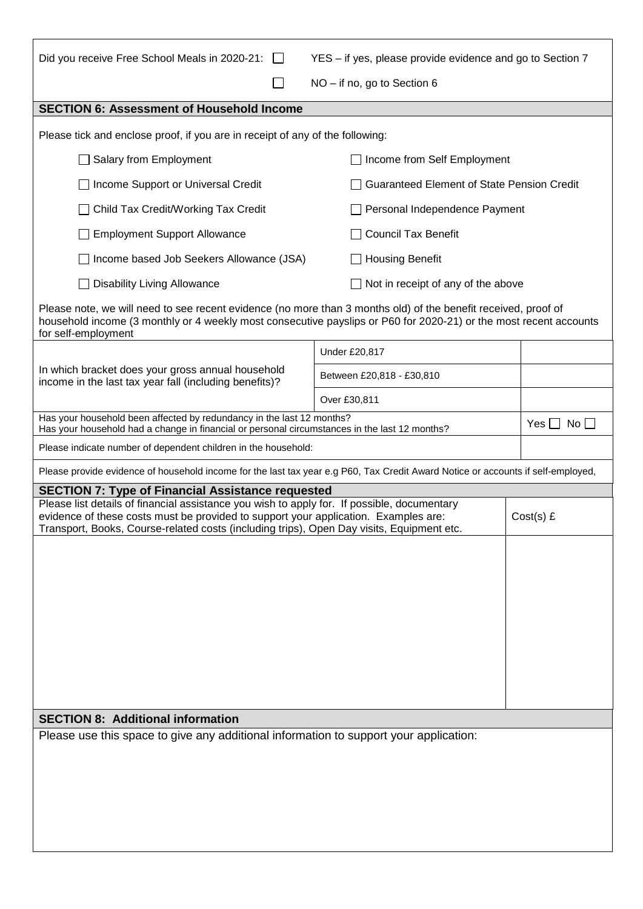Did you receive Free School Meals in 2020-21: ☐ YES – if yes, please provide evidence and go to Section 7

☐ NO – if no, go to Section 6

## SECTION 6: Assessment of Household Income

Please tick and enclose proof, if you are in receipt of any of the following:

| | |
|---|---|
| ☐ Salary from Employment | ☐ Income from Self Employment |
| ☐ Income Support or Universal Credit | ☐ Guaranteed Element of State Pension Credit |
| ☐ Child Tax Credit/Working Tax Credit | ☐ Personal Independence Payment |
| ☐ Employment Support Allowance | ☐ Council Tax Benefit |
| ☐ Income based Job Seekers Allowance (JSA) | ☐ Housing Benefit |
| ☐ Disability Living Allowance | ☐ Not in receipt of any of the above |

Please note, we will need to see recent evidence (no more than 3 months old) of the benefit received, proof of household income (3 monthly or 4 weekly most consecutive payslips or P60 for 2020-21) or the most recent accounts for self-employment

| | | |
|---|---|---|
| In which bracket does your gross annual household income in the last tax year fall (including benefits)? | Under £20,817 | |
| | Between £20,818 - £30,810 | |
| | Over £30,811 | |

| | |
|---|---|
| Has your household been affected by redundancy in the last 12 months?<br>Has your household had a change in financial or personal circumstances in the last 12 months? | Yes ☐ No ☐ |
| Please indicate number of dependent children in the household: | |

Please provide evidence of household income for the last tax year e.g P60, Tax Credit Award Notice or accounts if self-employed,

## SECTION 7: Type of Financial Assistance requested

| Please list details of financial assistance you wish to apply for. If possible, documentary evidence of these costs must be provided to support your application. Examples are: Transport, Books, Course-related costs (including trips), Open Day visits, Equipment etc. | Cost(s) £ |
|---|---|
| | |

## SECTION 8: Additional information

Please use this space to give any additional information to support your application: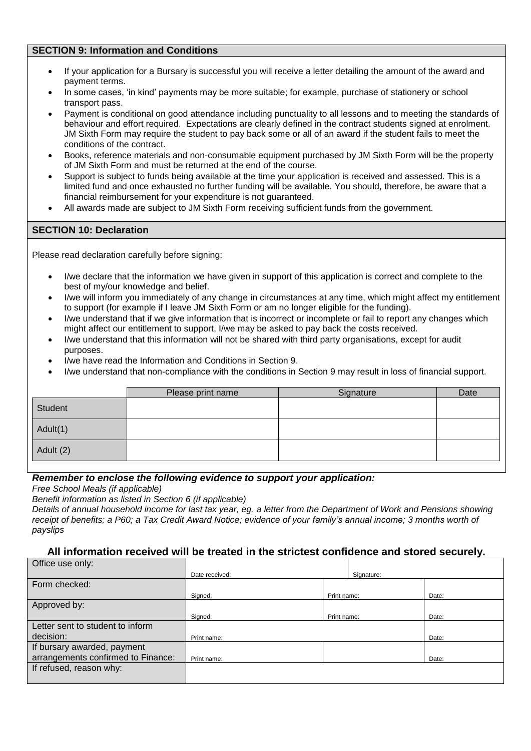## SECTION 9: Information and Conditions

- If your application for a Bursary is successful you will receive a letter detailing the amount of the award and payment terms.
- In some cases, 'in kind' payments may be more suitable; for example, purchase of stationery or school transport pass.
- Payment is conditional on good attendance including punctuality to all lessons and to meeting the standards of behaviour and effort required. Expectations are clearly defined in the contract students signed at enrolment. JM Sixth Form may require the student to pay back some or all of an award if the student fails to meet the conditions of the contract.
- Books, reference materials and non-consumable equipment purchased by JM Sixth Form will be the property of JM Sixth Form and must be returned at the end of the course.
- Support is subject to funds being available at the time your application is received and assessed. This is a limited fund and once exhausted no further funding will be available. You should, therefore, be aware that a financial reimbursement for your expenditure is not guaranteed.
- All awards made are subject to JM Sixth Form receiving sufficient funds from the government.

## SECTION 10: Declaration

Please read declaration carefully before signing:

- I/we declare that the information we have given in support of this application is correct and complete to the best of my/our knowledge and belief.
- I/we will inform you immediately of any change in circumstances at any time, which might affect my entitlement to support (for example if I leave JM Sixth Form or am no longer eligible for the funding).
- I/we understand that if we give information that is incorrect or incomplete or fail to report any changes which might affect our entitlement to support, I/we may be asked to pay back the costs received.
- I/we understand that this information will not be shared with third party organisations, except for audit purposes.
- I/we have read the Information and Conditions in Section 9.
- I/we understand that non-compliance with the conditions in Section 9 may result in loss of financial support.

| | Please print name | Signature | Date |
|---|---|---|---|
| Student | | | |
| Adult(1) | | | |
| Adult (2) | | | |

***Remember to enclose the following evidence to support your application:***

*Free School Meals (if applicable)*

*Benefit information as listed in Section 6 (if applicable)*

*Details of annual household income for last tax year, eg. a letter from the Department of Work and Pensions showing receipt of benefits; a P60; a Tax Credit Award Notice; evidence of your family's annual income; 3 months worth of payslips*

**All information received will be treated in the strictest confidence and stored securely.**

| | | | |
|---|---|---|---|
| Office use only: | Date received: | Signature: | |
| Form checked: | Signed: | Print name: | Date: |
| Approved by: | Signed: | Print name: | Date: |
| Letter sent to student to inform decision: | Print name: | | Date: |
| If bursary awarded, payment arrangements confirmed to Finance: | Print name: | | Date: |
| If refused, reason why: | | | |